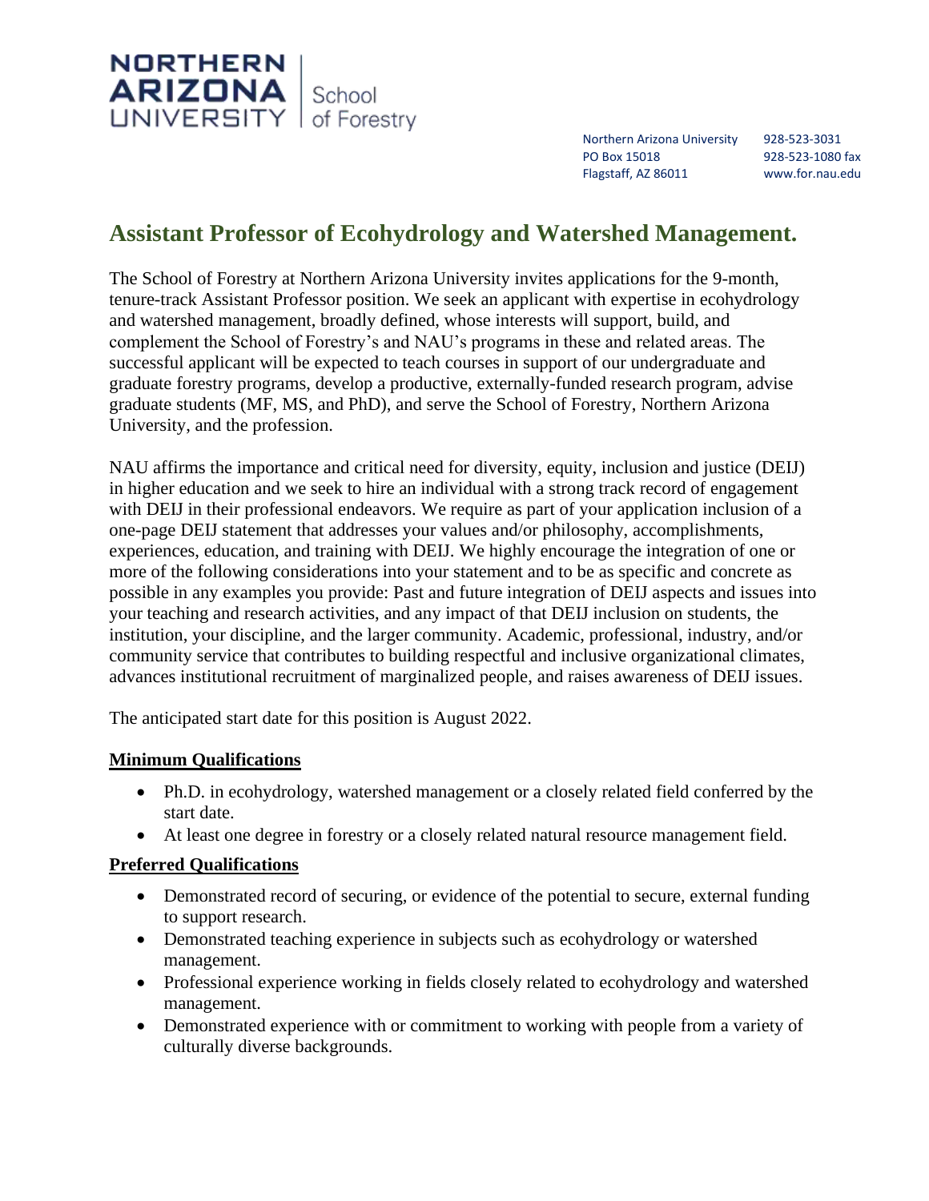NORTHERN ARIZONA UNIVERSITY | School of Forestry

Northern Arizona University
PO Box 15018
Flagstaff, AZ 86011

928-523-3031
928-523-1080 fax
www.for.nau.edu

# Assistant Professor of Ecohydrology and Watershed Management.

The School of Forestry at Northern Arizona University invites applications for the 9-month, tenure-track Assistant Professor position. We seek an applicant with expertise in ecohydrology and watershed management, broadly defined, whose interests will support, build, and complement the School of Forestry's and NAU's programs in these and related areas. The successful applicant will be expected to teach courses in support of our undergraduate and graduate forestry programs, develop a productive, externally-funded research program, advise graduate students (MF, MS, and PhD), and serve the School of Forestry, Northern Arizona University, and the profession.

NAU affirms the importance and critical need for diversity, equity, inclusion and justice (DEIJ) in higher education and we seek to hire an individual with a strong track record of engagement with DEIJ in their professional endeavors. We require as part of your application inclusion of a one-page DEIJ statement that addresses your values and/or philosophy, accomplishments, experiences, education, and training with DEIJ. We highly encourage the integration of one or more of the following considerations into your statement and to be as specific and concrete as possible in any examples you provide: Past and future integration of DEIJ aspects and issues into your teaching and research activities, and any impact of that DEIJ inclusion on students, the institution, your discipline, and the larger community. Academic, professional, industry, and/or community service that contributes to building respectful and inclusive organizational climates, advances institutional recruitment of marginalized people, and raises awareness of DEIJ issues.

The anticipated start date for this position is August 2022.

## Minimum Qualifications

- Ph.D. in ecohydrology, watershed management or a closely related field conferred by the start date.
- At least one degree in forestry or a closely related natural resource management field.

## Preferred Qualifications

- Demonstrated record of securing, or evidence of the potential to secure, external funding to support research.
- Demonstrated teaching experience in subjects such as ecohydrology or watershed management.
- Professional experience working in fields closely related to ecohydrology and watershed management.
- Demonstrated experience with or commitment to working with people from a variety of culturally diverse backgrounds.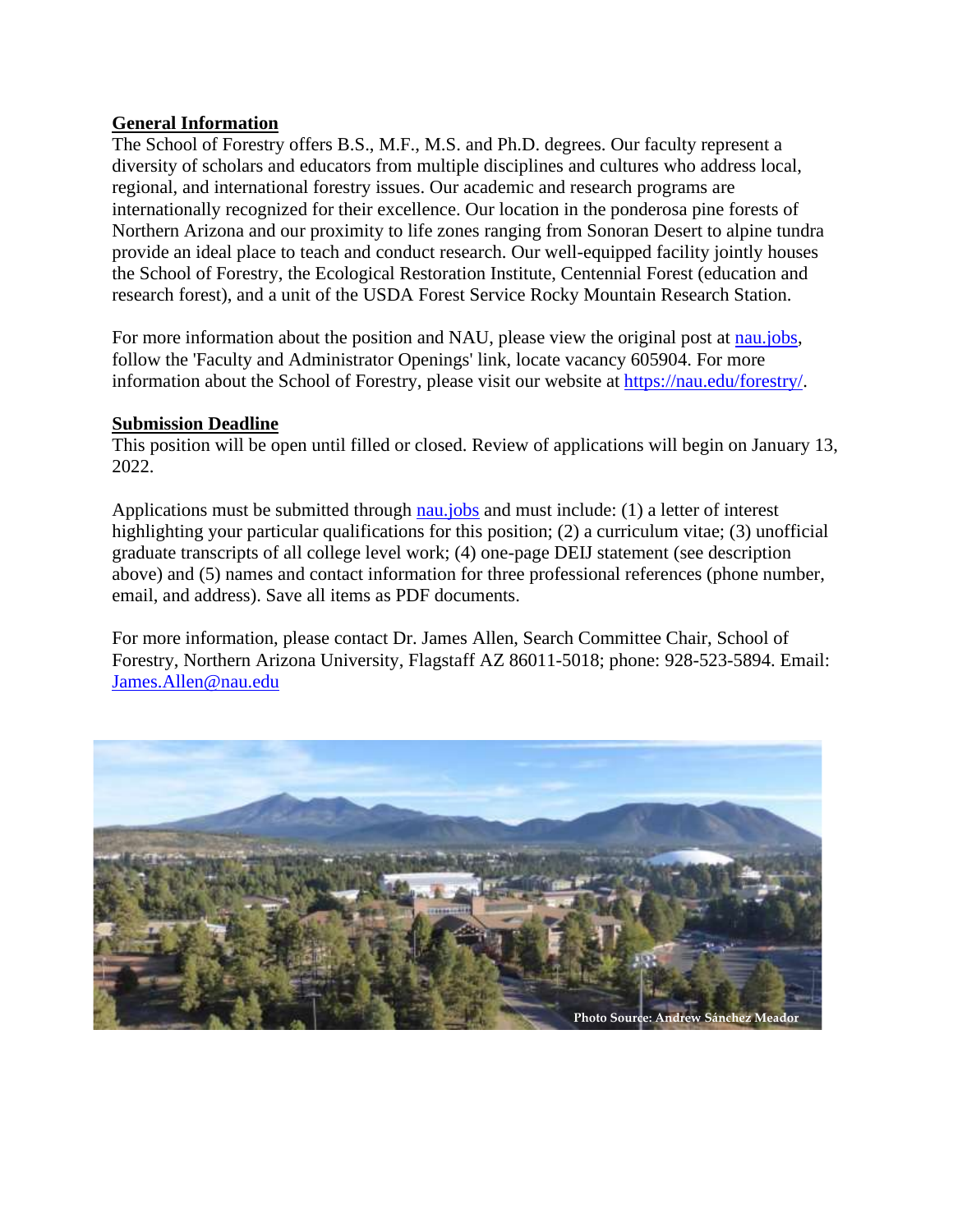## General Information

The School of Forestry offers B.S., M.F., M.S. and Ph.D. degrees. Our faculty represent a diversity of scholars and educators from multiple disciplines and cultures who address local, regional, and international forestry issues. Our academic and research programs are internationally recognized for their excellence. Our location in the ponderosa pine forests of Northern Arizona and our proximity to life zones ranging from Sonoran Desert to alpine tundra provide an ideal place to teach and conduct research. Our well-equipped facility jointly houses the School of Forestry, the Ecological Restoration Institute, Centennial Forest (education and research forest), and a unit of the USDA Forest Service Rocky Mountain Research Station.

For more information about the position and NAU, please view the original post at nau.jobs, follow the 'Faculty and Administrator Openings' link, locate vacancy 605904. For more information about the School of Forestry, please visit our website at https://nau.edu/forestry/.

## Submission Deadline

This position will be open until filled or closed. Review of applications will begin on January 13, 2022.

Applications must be submitted through nau.jobs and must include: (1) a letter of interest highlighting your particular qualifications for this position; (2) a curriculum vitae; (3) unofficial graduate transcripts of all college level work; (4) one-page DEIJ statement (see description above) and (5) names and contact information for three professional references (phone number, email, and address). Save all items as PDF documents.

For more information, please contact Dr. James Allen, Search Committee Chair, School of Forestry, Northern Arizona University, Flagstaff AZ 86011-5018; phone: 928-523-5894. Email: James.Allen@nau.edu

Photo Source: Andrew Sánchez Meador